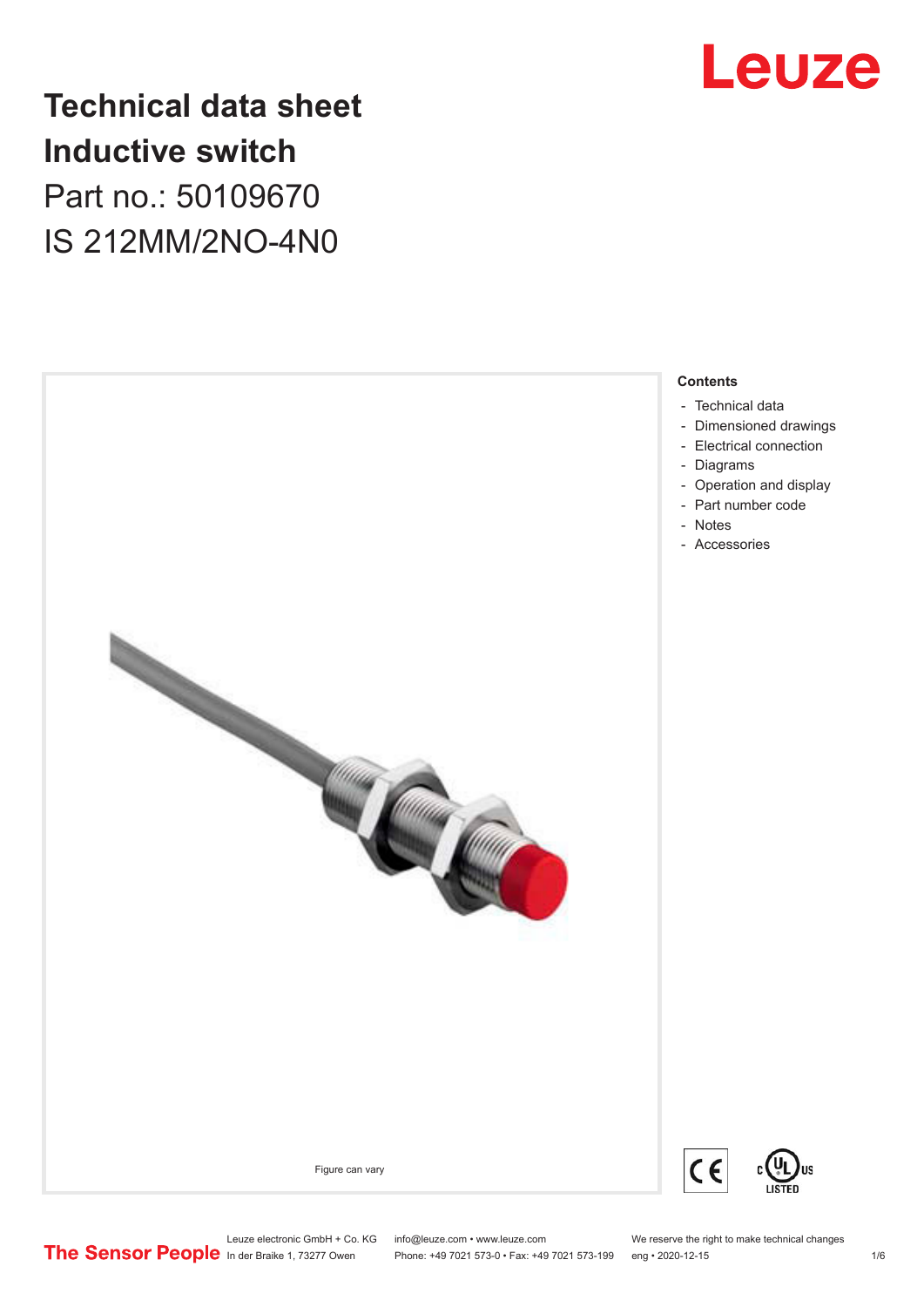# Technical data sheet
# Inductive switch

Part no.: 50109670

IS 212MM/2NO-4N0

Figure can vary

**Contents**

- Technical data
- Dimensioned drawings
- Electrical connection
- Diagrams
- Operation and display
- Part number code
- Notes
- Accessories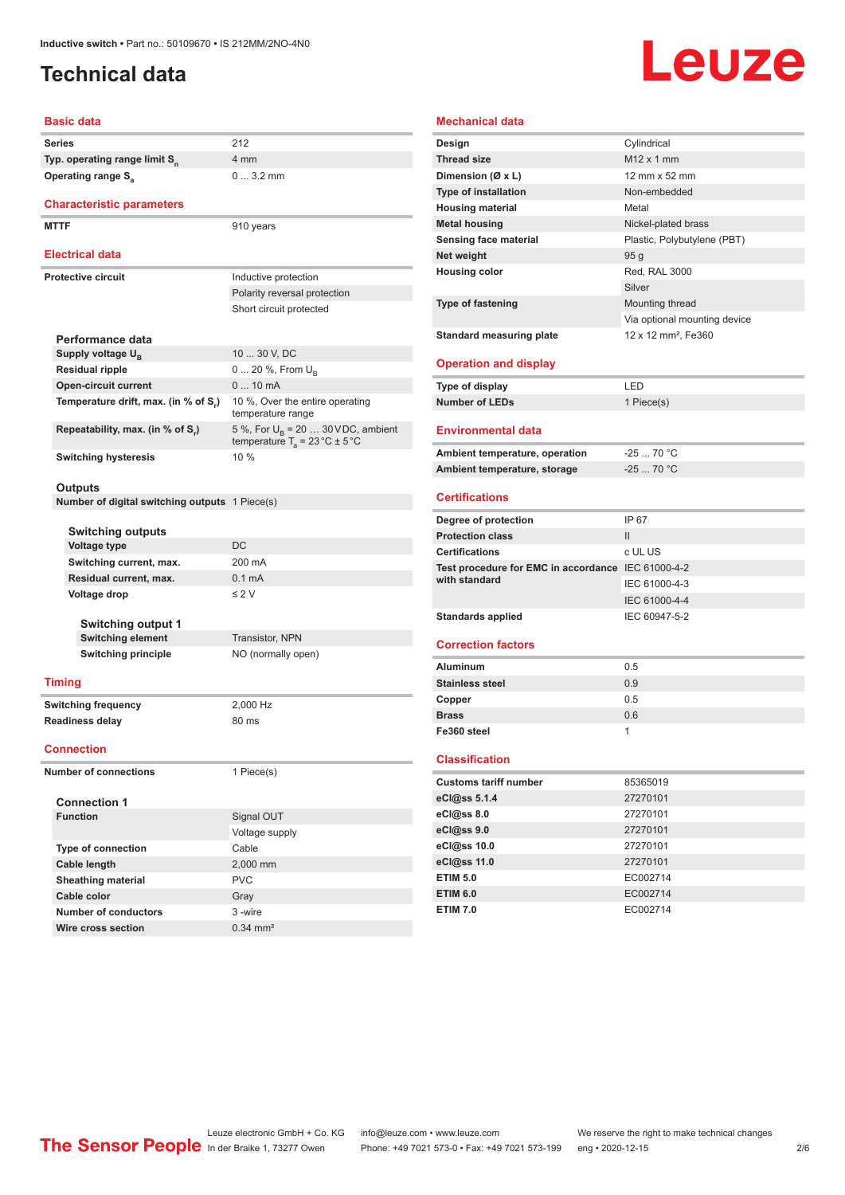# Technical data

## Basic data

| | |
|---|---|
| Series | 212 |
| Typ. operating range limit $S_n$ | 4 mm |
| Operating range $S_a$ | 0 ... 3.2 mm |

## Characteristic parameters

| | |
|---|---|
| MTTF | 910 years |

## Electrical data

| | |
|---|---|
| Protective circuit | Inductive protection |
| | Polarity reversal protection |
| | Short circuit protected |

### Performance data

| | |
|---|---|
| Supply voltage $U_B$ | 10 ... 30 V, DC |
| Residual ripple | 0 ... 20 %, From $U_B$ |
| Open-circuit current | 0 ... 10 mA |
| Temperature drift, max. (in % of $S_r$) | 10 %, Over the entire operating temperature range |
| Repeatability, max. (in % of $S_r$) | 5 %, For $U_B$ = 20 … 30 V DC, ambient temperature $T_a$ = 23 °C ± 5 °C |
| Switching hysteresis | 10 % |

### Outputs

| | |
|---|---|
| Number of digital switching outputs | 1 Piece(s) |

#### Switching outputs

| | |
|---|---|
| Voltage type | DC |
| Switching current, max. | 200 mA |
| Residual current, max. | 0.1 mA |
| Voltage drop | ≤ 2 V |

##### Switching output 1

| | |
|---|---|
| Switching element | Transistor, NPN |
| Switching principle | NO (normally open) |

## Timing

| | |
|---|---|
| Switching frequency | 2,000 Hz |
| Readiness delay | 80 ms |

## Connection

| | |
|---|---|
| Number of connections | 1 Piece(s) |

### Connection 1

| | |
|---|---|
| Function | Signal OUT |
| | Voltage supply |
| Type of connection | Cable |
| Cable length | 2,000 mm |
| Sheathing material | PVC |
| Cable color | Gray |
| Number of conductors | 3 -wire |
| Wire cross section | 0.34 mm² |

## Mechanical data

| | |
|---|---|
| Design | Cylindrical |
| Thread size | M12 x 1 mm |
| Dimension (Ø x L) | 12 mm x 52 mm |
| Type of installation | Non-embedded |
| Housing material | Metal |
| Metal housing | Nickel-plated brass |
| Sensing face material | Plastic, Polybutylene (PBT) |
| Net weight | 95 g |
| Housing color | Red, RAL 3000 |
| | Silver |
| Type of fastening | Mounting thread |
| | Via optional mounting device |
| Standard measuring plate | 12 x 12 mm², Fe360 |

## Operation and display

| | |
|---|---|
| Type of display | LED |
| Number of LEDs | 1 Piece(s) |

## Environmental data

| | |
|---|---|
| Ambient temperature, operation | -25 ... 70 °C |
| Ambient temperature, storage | -25 ... 70 °C |

## Certifications

| | |
|---|---|
| Degree of protection | IP 67 |
| Protection class | II |
| Certifications | c UL US |
| Test procedure for EMC in accordance with standard | IEC 61000-4-2 |
| | IEC 61000-4-3 |
| | IEC 61000-4-4 |
| Standards applied | IEC 60947-5-2 |

## Correction factors

| | |
|---|---|
| Aluminum | 0.5 |
| Stainless steel | 0.9 |
| Copper | 0.5 |
| Brass | 0.6 |
| Fe360 steel | 1 |

## Classification

| | |
|---|---|
| Customs tariff number | 85365019 |
| eCl@ss 5.1.4 | 27270101 |
| eCl@ss 8.0 | 27270101 |
| eCl@ss 9.0 | 27270101 |
| eCl@ss 10.0 | 27270101 |
| eCl@ss 11.0 | 27270101 |
| ETIM 5.0 | EC002714 |
| ETIM 6.0 | EC002714 |
| ETIM 7.0 | EC002714 |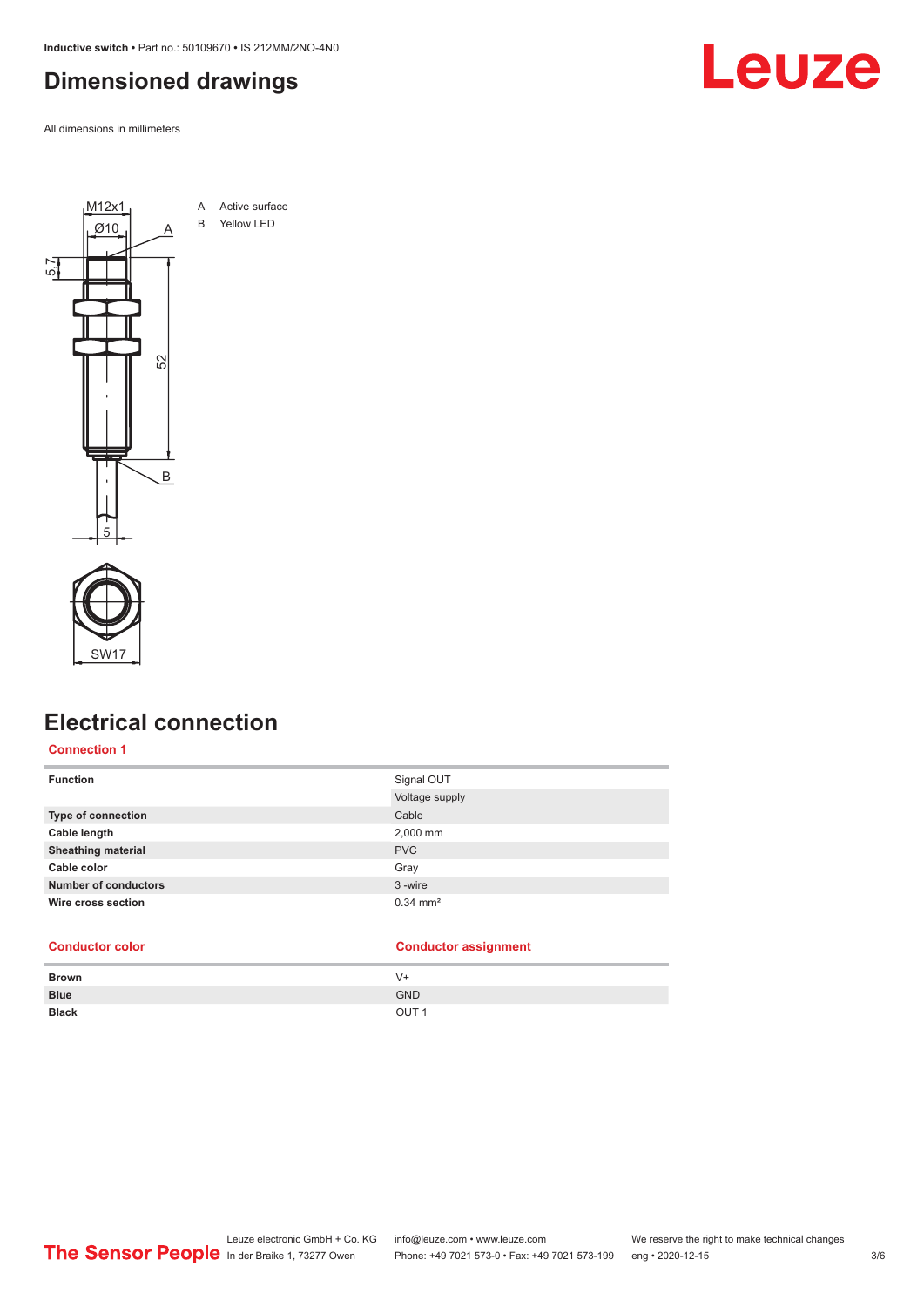## Dimensioned drawings

All dimensions in millimeters

A Active surface

B Yellow LED

## Electrical connection

**Connection 1**

| | |
|---|---|
| **Function** | Signal OUT |
| | Voltage supply |
| **Type of connection** | Cable |
| **Cable length** | 2,000 mm |
| **Sheathing material** | PVC |
| **Cable color** | Gray |
| **Number of conductors** | 3 -wire |
| **Wire cross section** | 0.34 mm² |

| Conductor color | Conductor assignment |
|---|---|
| **Brown** | V+ |
| **Blue** | GND |
| **Black** | OUT 1 |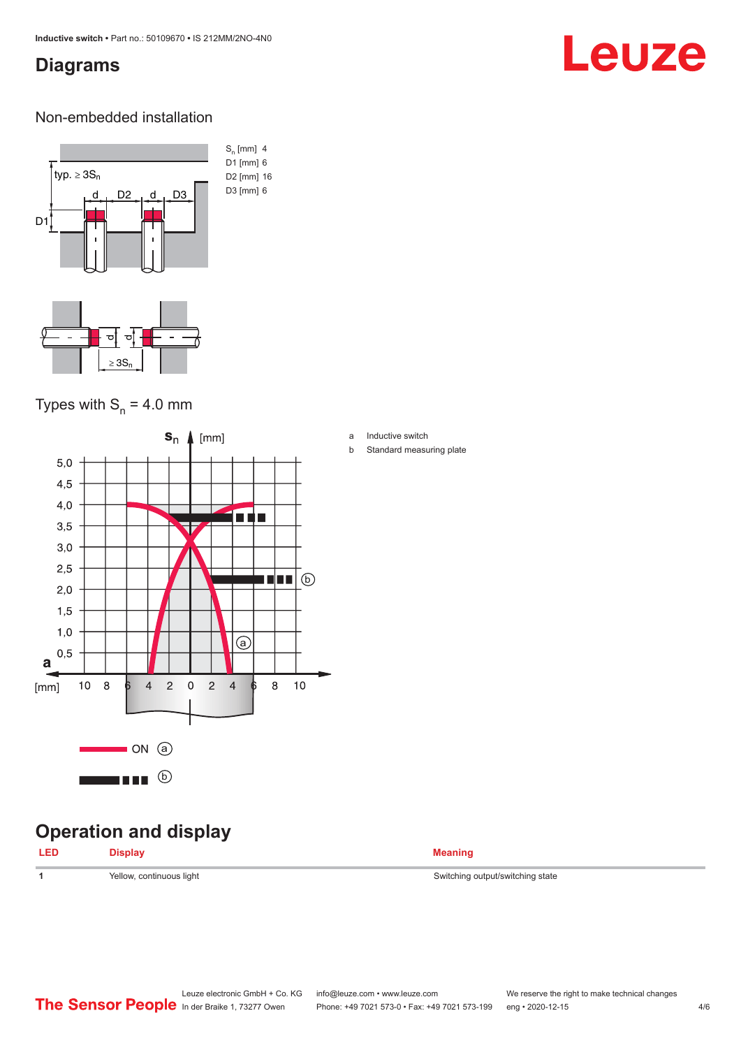## Diagrams

### Non-embedded installation

| | |
|---|---|
| $S_n$ [mm] | 4 |
| D1 [mm] | 6 |
| D2 [mm] | 16 |
| D3 [mm] | 6 |

### Types with $S_n$ = 4.0 mm

a Inductive switch

b Standard measuring plate

ON (a)

(b)

## Operation and display

| LED | Display | Meaning |
|---|---|---|
| 1 | Yellow, continuous light | Switching output/switching state |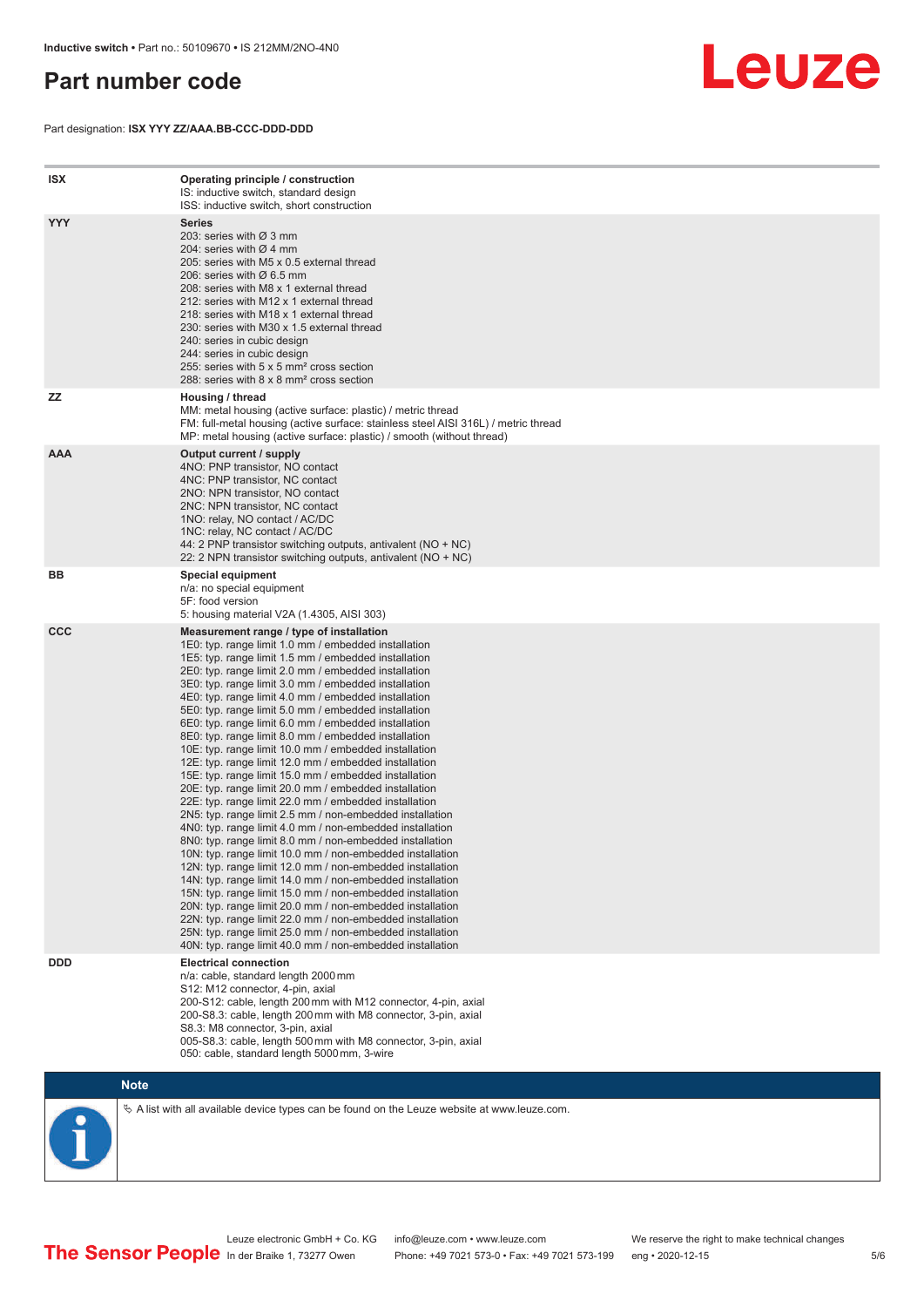# Part number code

Part designation: **ISX YYY ZZ/AAA.BB-CCC-DDD-DDD**

| | |
|---|---|
| **ISX** | **Operating principle / construction**<br>IS: inductive switch, standard design<br>ISS: inductive switch, short construction |
| **YYY** | **Series**<br>203: series with Ø 3 mm<br>204: series with Ø 4 mm<br>205: series with M5 x 0.5 external thread<br>206: series with Ø 6.5 mm<br>208: series with M8 x 1 external thread<br>212: series with M12 x 1 external thread<br>218: series with M18 x 1 external thread<br>230: series with M30 x 1.5 external thread<br>240: series in cubic design<br>244: series in cubic design<br>255: series with 5 x 5 mm² cross section<br>288: series with 8 x 8 mm² cross section |
| **ZZ** | **Housing / thread**<br>MM: metal housing (active surface: plastic) / metric thread<br>FM: full-metal housing (active surface: stainless steel AISI 316L) / metric thread<br>MP: metal housing (active surface: plastic) / smooth (without thread) |
| **AAA** | **Output current / supply**<br>4NO: PNP transistor, NO contact<br>4NC: PNP transistor, NC contact<br>2NO: NPN transistor, NO contact<br>2NC: NPN transistor, NC contact<br>1NO: relay, NO contact / AC/DC<br>1NC: relay, NC contact / AC/DC<br>44: 2 PNP transistor switching outputs, antivalent (NO + NC)<br>22: 2 NPN transistor switching outputs, antivalent (NO + NC) |
| **BB** | **Special equipment**<br>n/a: no special equipment<br>5F: food version<br>5: housing material V2A (1.4305, AISI 303) |
| **CCC** | **Measurement range / type of installation**<br>1E0: typ. range limit 1.0 mm / embedded installation<br>1E5: typ. range limit 1.5 mm / embedded installation<br>2E0: typ. range limit 2.0 mm / embedded installation<br>3E0: typ. range limit 3.0 mm / embedded installation<br>4E0: typ. range limit 4.0 mm / embedded installation<br>5E0: typ. range limit 5.0 mm / embedded installation<br>6E0: typ. range limit 6.0 mm / embedded installation<br>8E0: typ. range limit 8.0 mm / embedded installation<br>10E: typ. range limit 10.0 mm / embedded installation<br>12E: typ. range limit 12.0 mm / embedded installation<br>15E: typ. range limit 15.0 mm / embedded installation<br>20E: typ. range limit 20.0 mm / embedded installation<br>22E: typ. range limit 22.0 mm / embedded installation<br>2N5: typ. range limit 2.5 mm / non-embedded installation<br>4N0: typ. range limit 4.0 mm / non-embedded installation<br>8N0: typ. range limit 8.0 mm / non-embedded installation<br>10N: typ. range limit 10.0 mm / non-embedded installation<br>12N: typ. range limit 12.0 mm / non-embedded installation<br>14N: typ. range limit 14.0 mm / non-embedded installation<br>15N: typ. range limit 15.0 mm / non-embedded installation<br>20N: typ. range limit 20.0 mm / non-embedded installation<br>22N: typ. range limit 22.0 mm / non-embedded installation<br>25N: typ. range limit 25.0 mm / non-embedded installation<br>40N: typ. range limit 40.0 mm / non-embedded installation |
| **DDD** | **Electrical connection**<br>n/a: cable, standard length 2000 mm<br>S12: M12 connector, 4-pin, axial<br>200-S12: cable, length 200 mm with M12 connector, 4-pin, axial<br>200-S8.3: cable, length 200 mm with M8 connector, 3-pin, axial<br>S8.3: M8 connector, 3-pin, axial<br>005-S8.3: cable, length 500 mm with M8 connector, 3-pin, axial<br>050: cable, standard length 5000 mm, 3-wire |

**Note**

↳ A list with all available device types can be found on the Leuze website at www.leuze.com.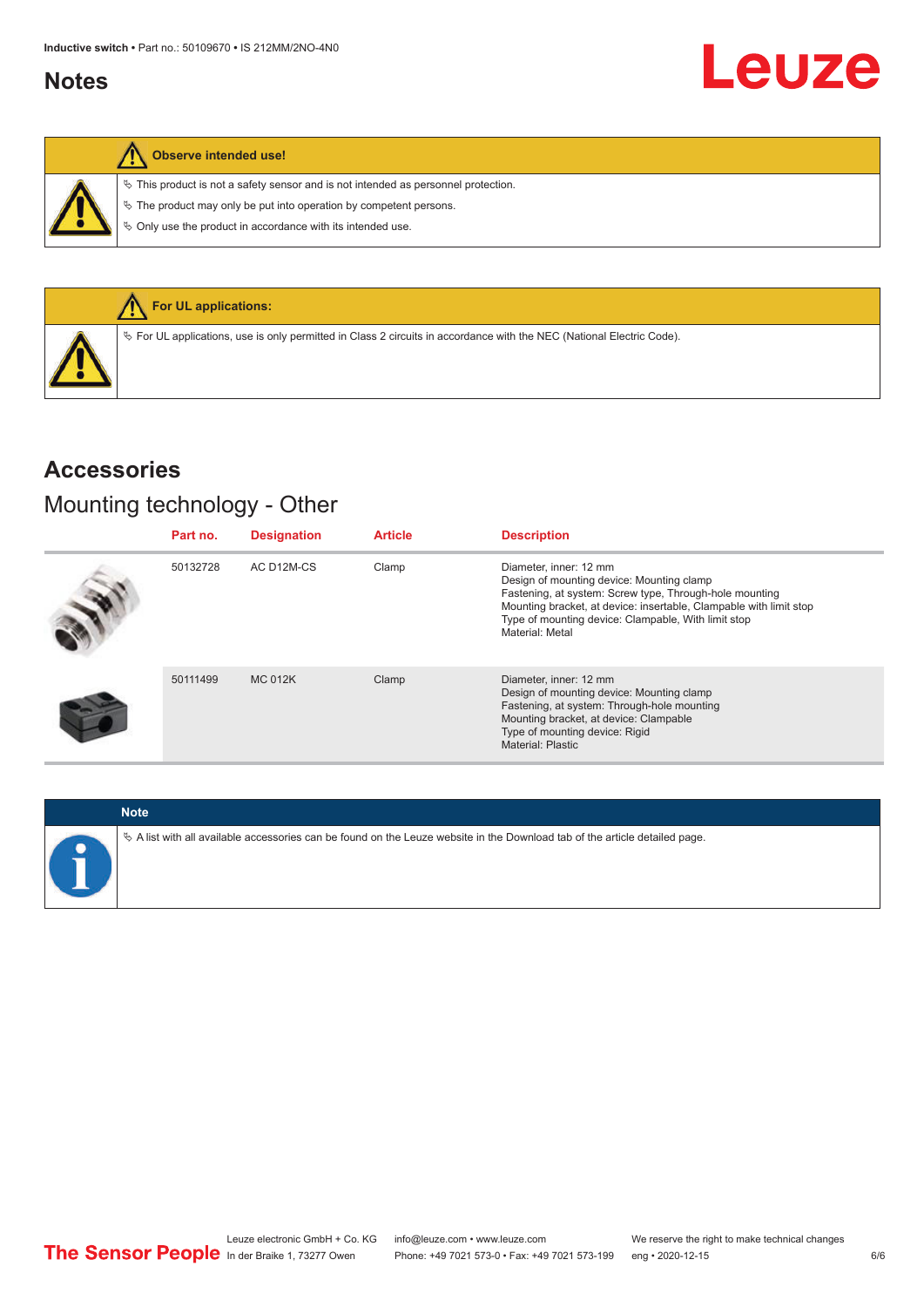## Notes

**Observe intended use!**

- This product is not a safety sensor and is not intended as personnel protection.
- The product may only be put into operation by competent persons.
- Only use the product in accordance with its intended use.

**For UL applications:**

- For UL applications, use is only permitted in Class 2 circuits in accordance with the NEC (National Electric Code).

## Accessories

### Mounting technology - Other

| Part no. | Designation | Article | Description |
|---|---|---|---|
| 50132728 | AC D12M-CS | Clamp | Diameter, inner: 12 mm<br>Design of mounting device: Mounting clamp<br>Fastening, at system: Screw type, Through-hole mounting<br>Mounting bracket, at device: insertable, Clampable with limit stop<br>Type of mounting device: Clampable, With limit stop<br>Material: Metal |
| 50111499 | MC 012K | Clamp | Diameter, inner: 12 mm<br>Design of mounting device: Mounting clamp<br>Fastening, at system: Through-hole mounting<br>Mounting bracket, at device: Clampable<br>Type of mounting device: Rigid<br>Material: Plastic |

**Note**

- A list with all available accessories can be found on the Leuze website in the Download tab of the article detailed page.